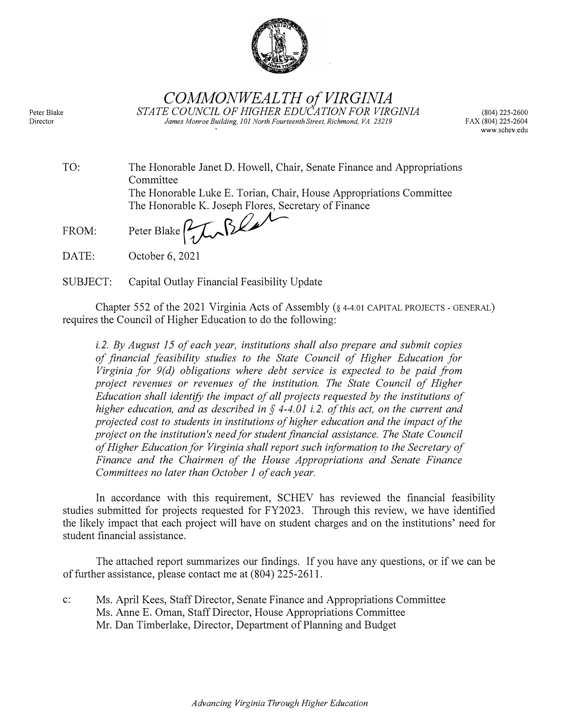# *COMMONWEALTH of VIRGINIA*

*STATE COUNCIL OF HIGHER EDUCATION FOR VIRGINIA*

*James Monroe Building, 101 North Fourteenth Street, Richmond, VA 23219*

Peter Blake
Director

(804) 225-2600
FAX (804) 225-2604
www.schev.edu

TO: The Honorable Janet D. Howell, Chair, Senate Finance and Appropriations Committee
The Honorable Luke E. Torian, Chair, House Appropriations Committee
The Honorable K. Joseph Flores, Secretary of Finance

FROM: Peter Blake

DATE: October 6, 2021

SUBJECT: Capital Outlay Financial Feasibility Update

Chapter 552 of the 2021 Virginia Acts of Assembly (§ 4-4.01 CAPITAL PROJECTS - GENERAL) requires the Council of Higher Education to do the following:

> *i.2. By August 15 of each year, institutions shall also prepare and submit copies of financial feasibility studies to the State Council of Higher Education for Virginia for 9(d) obligations where debt service is expected to be paid from project revenues or revenues of the institution. The State Council of Higher Education shall identify the impact of all projects requested by the institutions of higher education, and as described in § 4-4.01 i.2. of this act, on the current and projected cost to students in institutions of higher education and the impact of the project on the institution's need for student financial assistance. The State Council of Higher Education for Virginia shall report such information to the Secretary of Finance and the Chairmen of the House Appropriations and Senate Finance Committees no later than October 1 of each year.*

In accordance with this requirement, SCHEV has reviewed the financial feasibility studies submitted for projects requested for FY2023. Through this review, we have identified the likely impact that each project will have on student charges and on the institutions' need for student financial assistance.

The attached report summarizes our findings. If you have any questions, or if we can be of further assistance, please contact me at (804) 225-2611.

c: Ms. April Kees, Staff Director, Senate Finance and Appropriations Committee
Ms. Anne E. Oman, Staff Director, House Appropriations Committee
Mr. Dan Timberlake, Director, Department of Planning and Budget

*Advancing Virginia Through Higher Education*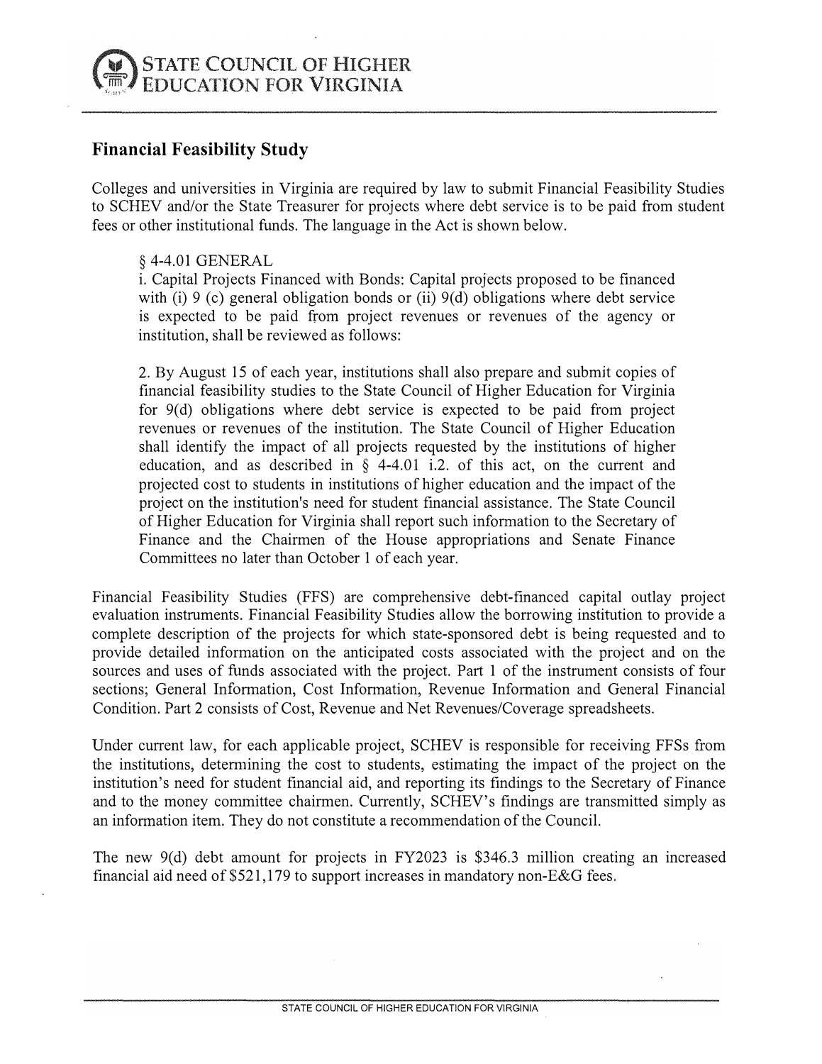STATE COUNCIL OF HIGHER EDUCATION FOR VIRGINIA

## Financial Feasibility Study

Colleges and universities in Virginia are required by law to submit Financial Feasibility Studies to SCHEV and/or the State Treasurer for projects where debt service is to be paid from student fees or other institutional funds. The language in the Act is shown below.

> § 4-4.01 GENERAL
> i. Capital Projects Financed with Bonds: Capital projects proposed to be financed with (i) 9 (c) general obligation bonds or (ii) 9(d) obligations where debt service is expected to be paid from project revenues or revenues of the agency or institution, shall be reviewed as follows:
>
> 2. By August 15 of each year, institutions shall also prepare and submit copies of financial feasibility studies to the State Council of Higher Education for Virginia for 9(d) obligations where debt service is expected to be paid from project revenues or revenues of the institution. The State Council of Higher Education shall identify the impact of all projects requested by the institutions of higher education, and as described in § 4-4.01 i.2. of this act, on the current and projected cost to students in institutions of higher education and the impact of the project on the institution's need for student financial assistance. The State Council of Higher Education for Virginia shall report such information to the Secretary of Finance and the Chairmen of the House appropriations and Senate Finance Committees no later than October 1 of each year.

Financial Feasibility Studies (FFS) are comprehensive debt-financed capital outlay project evaluation instruments. Financial Feasibility Studies allow the borrowing institution to provide a complete description of the projects for which state-sponsored debt is being requested and to provide detailed information on the anticipated costs associated with the project and on the sources and uses of funds associated with the project. Part 1 of the instrument consists of four sections; General Information, Cost Information, Revenue Information and General Financial Condition. Part 2 consists of Cost, Revenue and Net Revenues/Coverage spreadsheets.

Under current law, for each applicable project, SCHEV is responsible for receiving FFSs from the institutions, determining the cost to students, estimating the impact of the project on the institution's need for student financial aid, and reporting its findings to the Secretary of Finance and to the money committee chairmen. Currently, SCHEV's findings are transmitted simply as an information item. They do not constitute a recommendation of the Council.

The new 9(d) debt amount for projects in FY2023 is $346.3 million creating an increased financial aid need of $521,179 to support increases in mandatory non-E&G fees.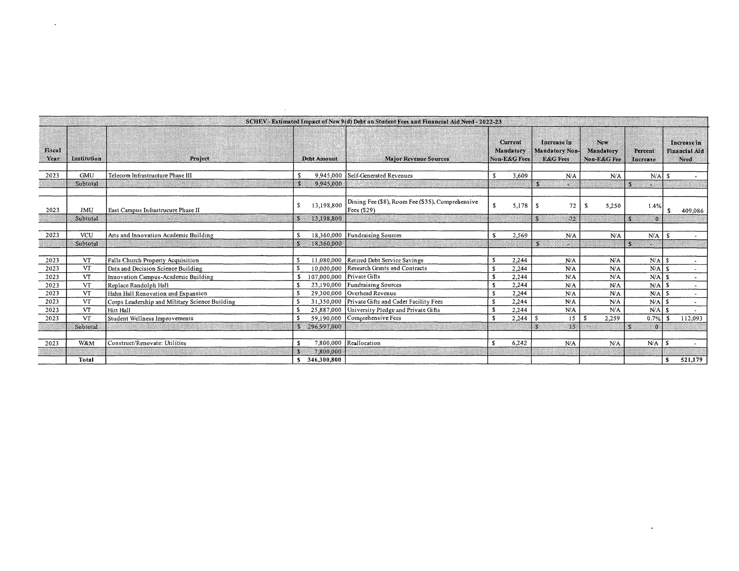| SCHEV - Estimated Impact of New 9(d) Debt on Student Fees and Financial Aid Need - 2022-23 | | | | | | | | | |
|---|---|---|---|---|---|---|---|---|---|
| Fiscal Year | Institution | Project | Debt Amount | Major Revenue Sources | Current Mandatory Non-E&G Fees | Increase in Mandatory Non-E&G Fees | New Mandatory Non-E&G Fee | Percent Increase | Increase in Financial Aid Need |
| 2023 | GMU | Telecom Infrastructure Phase III | $ 9,945,000 | Self-Generated Revenues | $ 3,609 | N/A | N/A | N/A | $ - |
| | Subtotal | | $ 9,945,000 | | | $ - | | $ - | |
| 2023 | JMU | East Campus Infrastrucure Phase II | $ 13,198,800 | Dining Fee ($8), Room Fee ($35), Comprehensive Fees ($29) | $ 5,178 | $ 72 | $ 5,250 | 1.4% | $ 409,086 |
| | Subtotal | | $ 13,198,800 | | | $ 72 | | $ 0 | |
| 2023 | VCU | Arts and Innovation Academic Building | $ 18,360,000 | Fundraising Sources | $ 2,569 | N/A | N/A | N/A | $ - |
| | Subtotal | | $ 18,360,000 | | | $ - | | $ - | |
| 2023 | VT | Falls Church Property Acquisition | $ 11,080,000 | Retired Debt Service Savings | $ 2,244 | N/A | N/A | N/A | $ - |
| 2023 | VT | Data and Decision Science Building | $ 10,000,000 | Research Grants and Contracts | $ 2,244 | N/A | N/A | N/A | $ - |
| 2023 | VT | Innovation Campus-Academic Building | $ 107,000,000 | Private Gifts | $ 2,244 | N/A | N/A | N/A | $ - |
| 2023 | VT | Replace Randolph Hall | $ 23,190,000 | Fundraising Sources | $ 2,244 | N/A | N/A | N/A | $ - |
| 2023 | VT | Hahn Hall Renovation and Expansion | $ 29,300,000 | Overhead Revenue | $ 2,244 | N/A | N/A | N/A | $ - |
| 2023 | VT | Corps Leadership and Military Science Building | $ 31,350,000 | Private Gifts and Cadet Facility Fees | $ 2,244 | N/A | N/A | N/A | $ - |
| 2023 | VT | Hitt Hall | $ 25,887,000 | University Pledge and Private Gifts | $ 2,244 | N/A | N/A | N/A | $ - |
| 2023 | VT | Student Wellness Improvements | $ 59,190,000 | Comprehensive Fees | $ 2,244 | $ 15 | $ 2,259 | 0.7% | $ 112,093 |
| | Subtotal | | $ 296,997,000 | | | $ 15 | | $ 0 | |
| 2023 | W&M | Construct/Renovate: Utilities | $ 7,800,000 | Reallocation | $ 6,242 | N/A | N/A | N/A | $ - |
| | | | $ 7,800,000 | | | | | | |
| | Total | | $ 346,300,800 | | | | | | $ 521,179 |